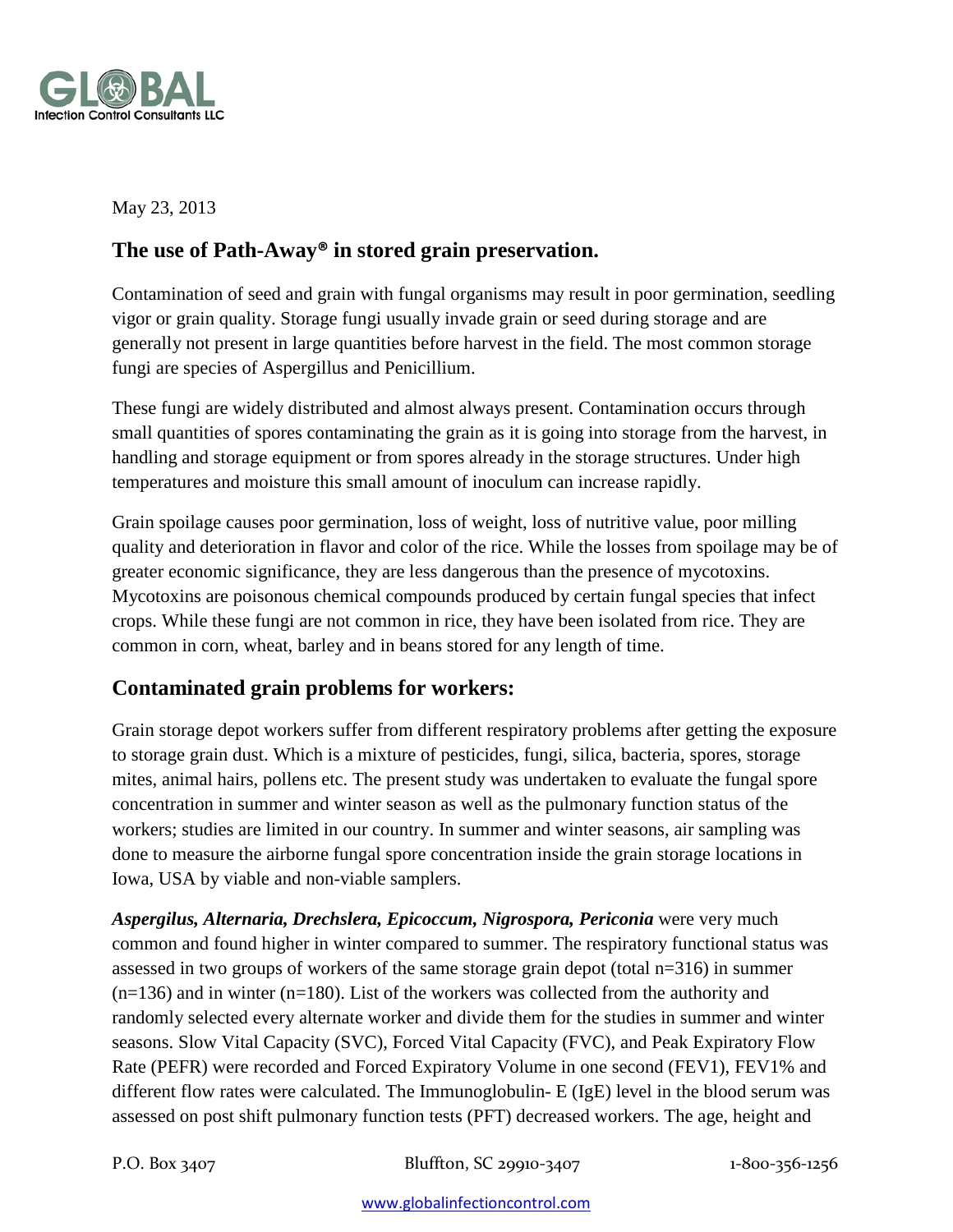GLOBAL Infection Control Consultants LLC

May 23, 2013

## The use of Path-Away® in stored grain preservation.

Contamination of seed and grain with fungal organisms may result in poor germination, seedling vigor or grain quality. Storage fungi usually invade grain or seed during storage and are generally not present in large quantities before harvest in the field. The most common storage fungi are species of Aspergillus and Penicillium.

These fungi are widely distributed and almost always present. Contamination occurs through small quantities of spores contaminating the grain as it is going into storage from the harvest, in handling and storage equipment or from spores already in the storage structures. Under high temperatures and moisture this small amount of inoculum can increase rapidly.

Grain spoilage causes poor germination, loss of weight, loss of nutritive value, poor milling quality and deterioration in flavor and color of the rice. While the losses from spoilage may be of greater economic significance, they are less dangerous than the presence of mycotoxins. Mycotoxins are poisonous chemical compounds produced by certain fungal species that infect crops. While these fungi are not common in rice, they have been isolated from rice. They are common in corn, wheat, barley and in beans stored for any length of time.

## Contaminated grain problems for workers:

Grain storage depot workers suffer from different respiratory problems after getting the exposure to storage grain dust. Which is a mixture of pesticides, fungi, silica, bacteria, spores, storage mites, animal hairs, pollens etc. The present study was undertaken to evaluate the fungal spore concentration in summer and winter season as well as the pulmonary function status of the workers; studies are limited in our country. In summer and winter seasons, air sampling was done to measure the airborne fungal spore concentration inside the grain storage locations in Iowa, USA by viable and non-viable samplers.

***Aspergilus, Alternaria, Drechslera, Epicoccum, Nigrospora, Periconia*** were very much common and found higher in winter compared to summer. The respiratory functional status was assessed in two groups of workers of the same storage grain depot (total n=316) in summer (n=136) and in winter (n=180). List of the workers was collected from the authority and randomly selected every alternate worker and divide them for the studies in summer and winter seasons. Slow Vital Capacity (SVC), Forced Vital Capacity (FVC), and Peak Expiratory Flow Rate (PEFR) were recorded and Forced Expiratory Volume in one second (FEV1), FEV1% and different flow rates were calculated. The Immunoglobulin- E (IgE) level in the blood serum was assessed on post shift pulmonary function tests (PFT) decreased workers. The age, height and

P.O. Box 3407 Bluffton, SC 29910-3407 1-800-356-1256

www.globalinfectioncontrol.com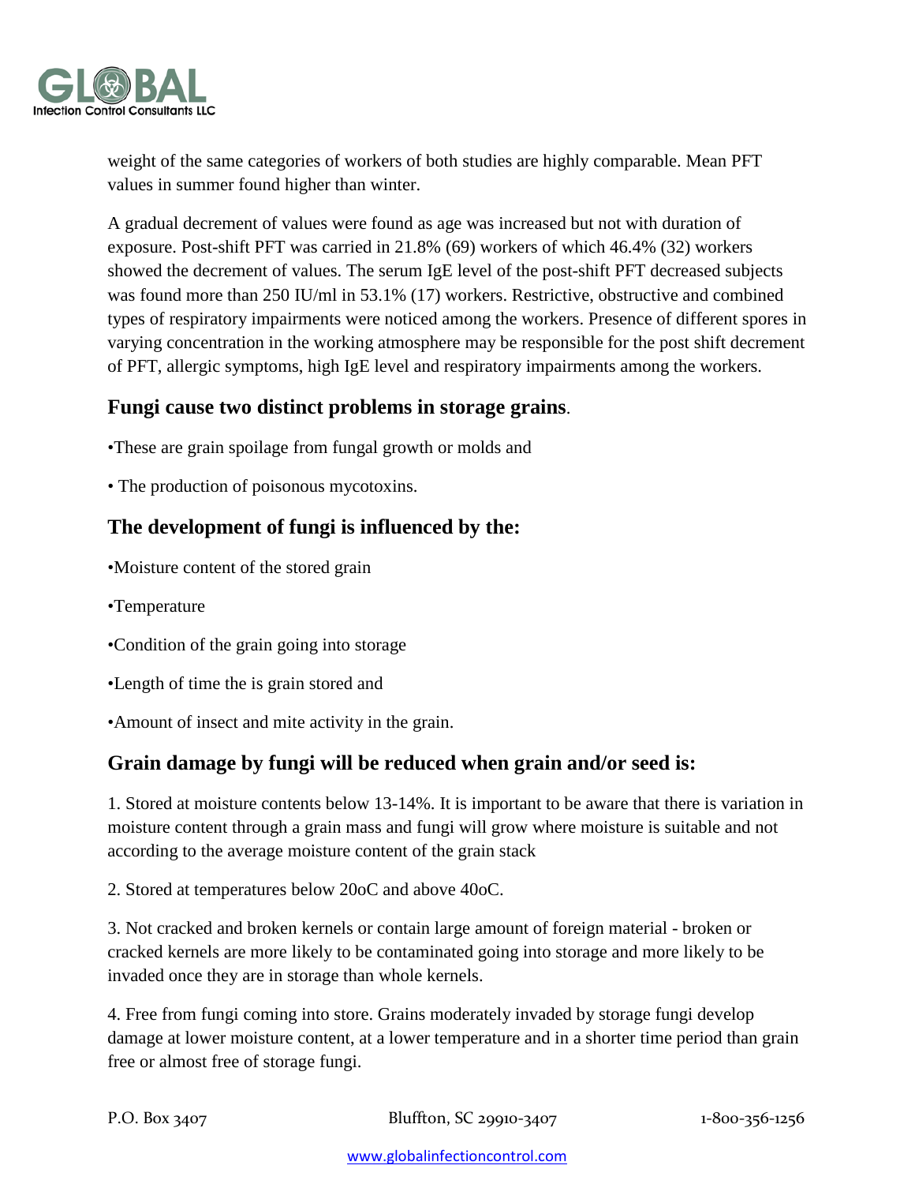weight of the same categories of workers of both studies are highly comparable. Mean PFT values in summer found higher than winter.

A gradual decrement of values were found as age was increased but not with duration of exposure. Post-shift PFT was carried in 21.8% (69) workers of which 46.4% (32) workers showed the decrement of values. The serum IgE level of the post-shift PFT decreased subjects was found more than 250 IU/ml in 53.1% (17) workers. Restrictive, obstructive and combined types of respiratory impairments were noticed among the workers. Presence of different spores in varying concentration in the working atmosphere may be responsible for the post shift decrement of PFT, allergic symptoms, high IgE level and respiratory impairments among the workers.

## Fungi cause two distinct problems in storage grains.

•These are grain spoilage from fungal growth or molds and

• The production of poisonous mycotoxins.

## The development of fungi is influenced by the:

•Moisture content of the stored grain

•Temperature

•Condition of the grain going into storage

•Length of time the is grain stored and

•Amount of insect and mite activity in the grain.

## Grain damage by fungi will be reduced when grain and/or seed is:

1. Stored at moisture contents below 13-14%. It is important to be aware that there is variation in moisture content through a grain mass and fungi will grow where moisture is suitable and not according to the average moisture content of the grain stack

2. Stored at temperatures below 20oC and above 40oC.

3. Not cracked and broken kernels or contain large amount of foreign material - broken or cracked kernels are more likely to be contaminated going into storage and more likely to be invaded once they are in storage than whole kernels.

4. Free from fungi coming into store. Grains moderately invaded by storage fungi develop damage at lower moisture content, at a lower temperature and in a shorter time period than grain free or almost free of storage fungi.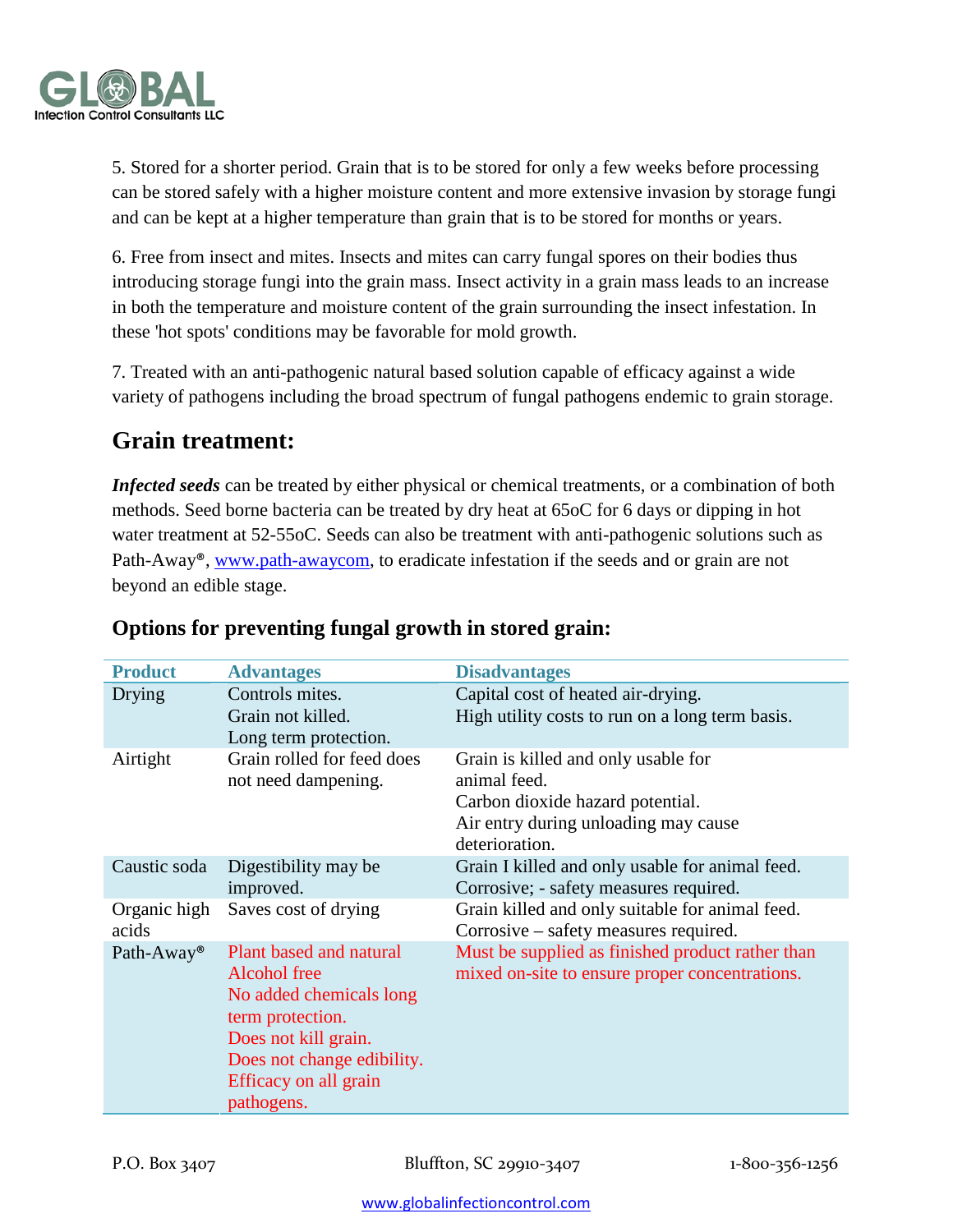5. Stored for a shorter period. Grain that is to be stored for only a few weeks before processing can be stored safely with a higher moisture content and more extensive invasion by storage fungi and can be kept at a higher temperature than grain that is to be stored for months or years.

6. Free from insect and mites. Insects and mites can carry fungal spores on their bodies thus introducing storage fungi into the grain mass. Insect activity in a grain mass leads to an increase in both the temperature and moisture content of the grain surrounding the insect infestation. In these 'hot spots' conditions may be favorable for mold growth.

7. Treated with an anti-pathogenic natural based solution capable of efficacy against a wide variety of pathogens including the broad spectrum of fungal pathogens endemic to grain storage.

## Grain treatment:

***Infected seeds*** can be treated by either physical or chemical treatments, or a combination of both methods. Seed borne bacteria can be treated by dry heat at 65oC for 6 days or dipping in hot water treatment at 52-55oC. Seeds can also be treatment with anti-pathogenic solutions such as Path-Away®, [www.path-awaycom](www.path-awaycom), to eradicate infestation if the seeds and or grain are not beyond an edible stage.

### Options for preventing fungal growth in stored grain:

| Product | Advantages | Disadvantages |
|---|---|---|
| Drying | Controls mites.<br>Grain not killed.<br>Long term protection. | Capital cost of heated air-drying.<br>High utility costs to run on a long term basis. |
| Airtight | Grain rolled for feed does not need dampening. | Grain is killed and only usable for animal feed.<br>Carbon dioxide hazard potential.<br>Air entry during unloading may cause deterioration. |
| Caustic soda | Digestibility may be improved. | Grain I killed and only usable for animal feed.<br>Corrosive; - safety measures required. |
| Organic high acids | Saves cost of drying | Grain killed and only suitable for animal feed.<br>Corrosive – safety measures required. |
| Path-Away® | Plant based and natural<br>Alcohol free<br>No added chemicals long term protection.<br>Does not kill grain.<br>Does not change edibility.<br>Efficacy on all grain pathogens. | Must be supplied as finished product rather than mixed on-site to ensure proper concentrations. |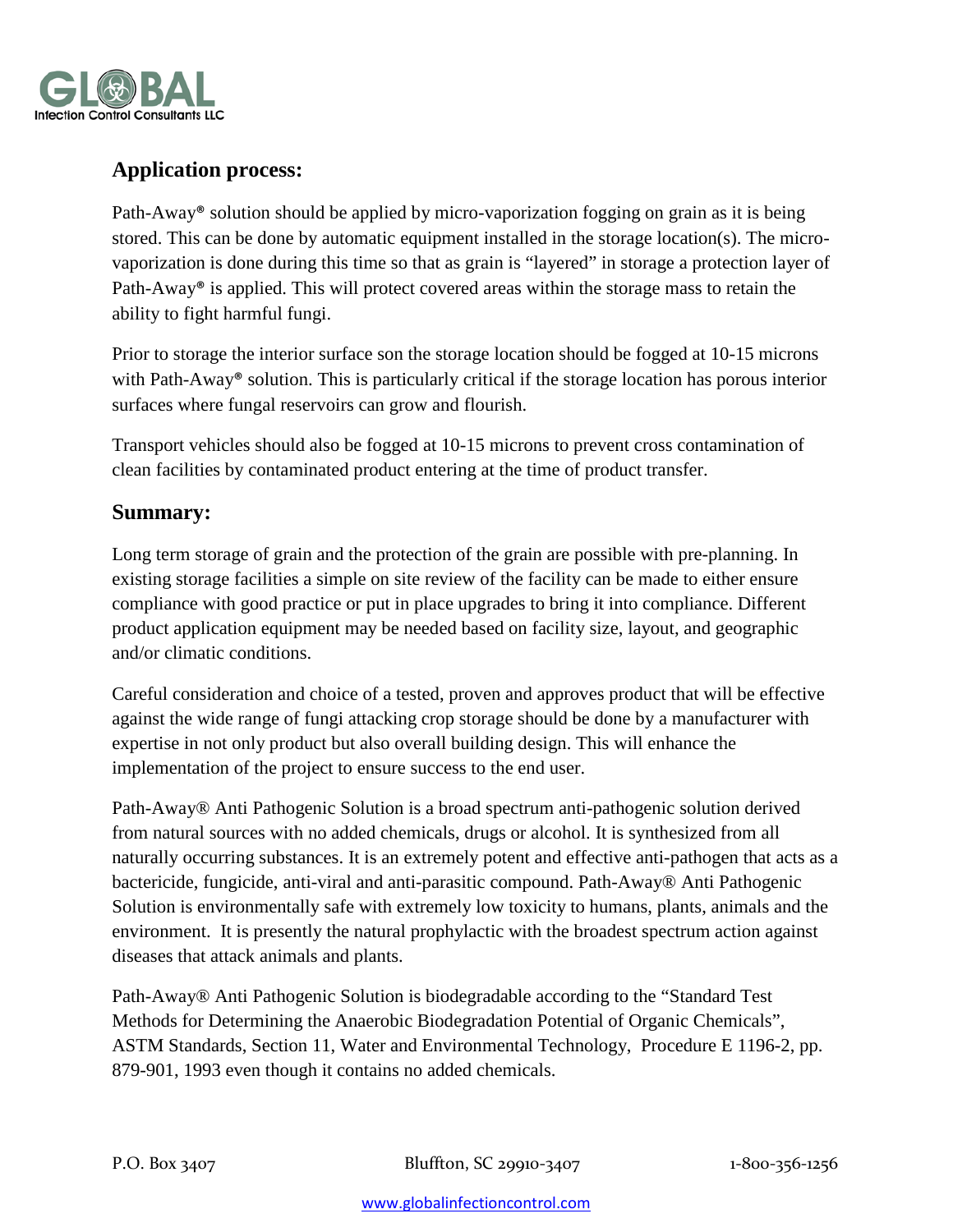## Application process:

Path-Away® solution should be applied by micro-vaporization fogging on grain as it is being stored. This can be done by automatic equipment installed in the storage location(s). The micro-vaporization is done during this time so that as grain is "layered" in storage a protection layer of Path-Away® is applied. This will protect covered areas within the storage mass to retain the ability to fight harmful fungi.

Prior to storage the interior surface son the storage location should be fogged at 10-15 microns with Path-Away® solution. This is particularly critical if the storage location has porous interior surfaces where fungal reservoirs can grow and flourish.

Transport vehicles should also be fogged at 10-15 microns to prevent cross contamination of clean facilities by contaminated product entering at the time of product transfer.

## Summary:

Long term storage of grain and the protection of the grain are possible with pre-planning. In existing storage facilities a simple on site review of the facility can be made to either ensure compliance with good practice or put in place upgrades to bring it into compliance. Different product application equipment may be needed based on facility size, layout, and geographic and/or climatic conditions.

Careful consideration and choice of a tested, proven and approves product that will be effective against the wide range of fungi attacking crop storage should be done by a manufacturer with expertise in not only product but also overall building design. This will enhance the implementation of the project to ensure success to the end user.

Path-Away® Anti Pathogenic Solution is a broad spectrum anti-pathogenic solution derived from natural sources with no added chemicals, drugs or alcohol. It is synthesized from all naturally occurring substances. It is an extremely potent and effective anti-pathogen that acts as a bactericide, fungicide, anti-viral and anti-parasitic compound. Path-Away® Anti Pathogenic Solution is environmentally safe with extremely low toxicity to humans, plants, animals and the environment. It is presently the natural prophylactic with the broadest spectrum action against diseases that attack animals and plants.

Path-Away® Anti Pathogenic Solution is biodegradable according to the "Standard Test Methods for Determining the Anaerobic Biodegradation Potential of Organic Chemicals", ASTM Standards, Section 11, Water and Environmental Technology, Procedure E 1196-2, pp. 879-901, 1993 even though it contains no added chemicals.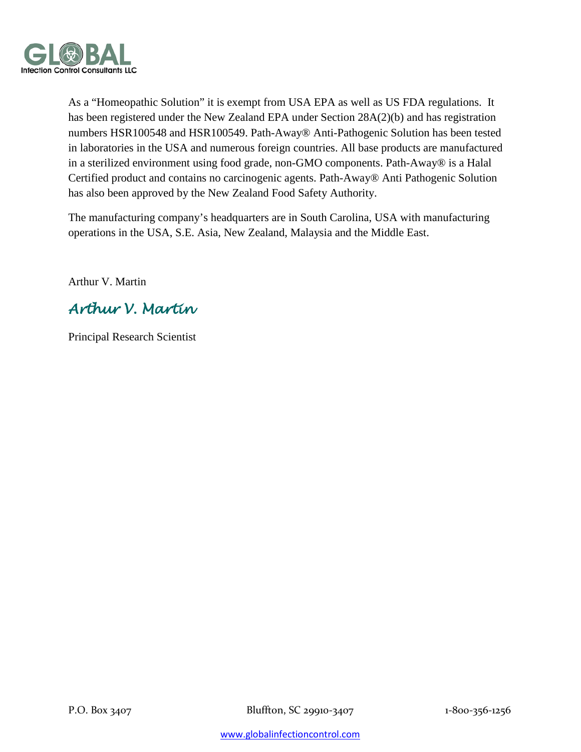As a "Homeopathic Solution" it is exempt from USA EPA as well as US FDA regulations. It has been registered under the New Zealand EPA under Section 28A(2)(b) and has registration numbers HSR100548 and HSR100549. Path-Away® Anti-Pathogenic Solution has been tested in laboratories in the USA and numerous foreign countries. All base products are manufactured in a sterilized environment using food grade, non-GMO components. Path-Away® is a Halal Certified product and contains no carcinogenic agents. Path-Away® Anti Pathogenic Solution has also been approved by the New Zealand Food Safety Authority.

The manufacturing company's headquarters are in South Carolina, USA with manufacturing operations in the USA, S.E. Asia, New Zealand, Malaysia and the Middle East.

Arthur V. Martin

*Arthur V. Martin*

Principal Research Scientist